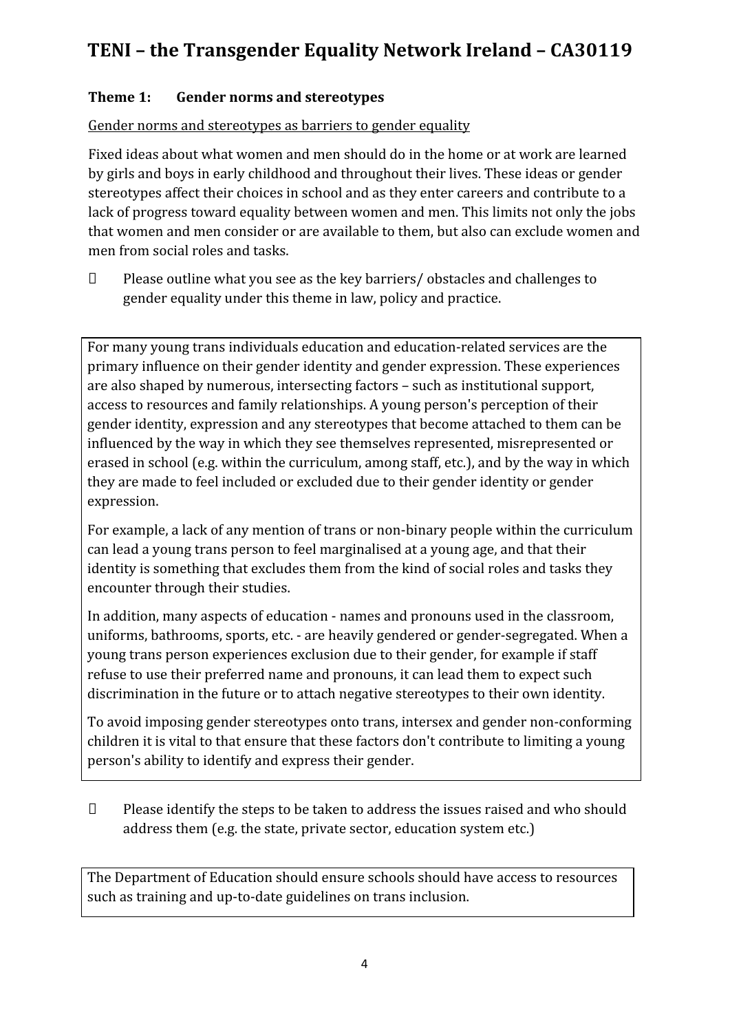# TENI – the Transgender Equality Network Ireland – CA30119

**Theme 1: Gender norms and stereotypes**

Gender norms and stereotypes as barriers to gender equality

Fixed ideas about what women and men should do in the home or at work are learned by girls and boys in early childhood and throughout their lives. These ideas or gender stereotypes affect their choices in school and as they enter careers and contribute to a lack of progress toward equality between women and men. This limits not only the jobs that women and men consider or are available to them, but also can exclude women and men from social roles and tasks.

- Please outline what you see as the key barriers/ obstacles and challenges to gender equality under this theme in law, policy and practice.

For many young trans individuals education and education-related services are the primary influence on their gender identity and gender expression. These experiences are also shaped by numerous, intersecting factors – such as institutional support, access to resources and family relationships. A young person's perception of their gender identity, expression and any stereotypes that become attached to them can be influenced by the way in which they see themselves represented, misrepresented or erased in school (e.g. within the curriculum, among staff, etc.), and by the way in which they are made to feel included or excluded due to their gender identity or gender expression.

For example, a lack of any mention of trans or non-binary people within the curriculum can lead a young trans person to feel marginalised at a young age, and that their identity is something that excludes them from the kind of social roles and tasks they encounter through their studies.

In addition, many aspects of education - names and pronouns used in the classroom, uniforms, bathrooms, sports, etc. - are heavily gendered or gender-segregated. When a young trans person experiences exclusion due to their gender, for example if staff refuse to use their preferred name and pronouns, it can lead them to expect such discrimination in the future or to attach negative stereotypes to their own identity.

To avoid imposing gender stereotypes onto trans, intersex and gender non-conforming children it is vital to that ensure that these factors don't contribute to limiting a young person's ability to identify and express their gender.

- Please identify the steps to be taken to address the issues raised and who should address them (e.g. the state, private sector, education system etc.)

The Department of Education should ensure schools should have access to resources such as training and up-to-date guidelines on trans inclusion.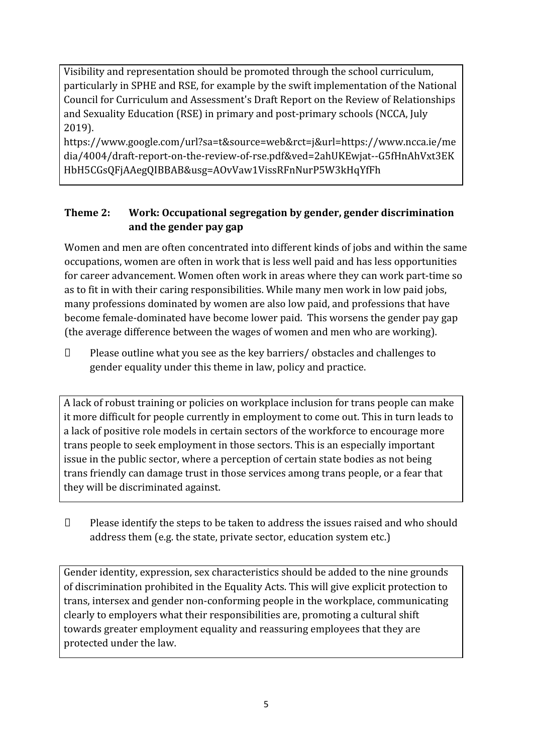Visibility and representation should be promoted through the school curriculum, particularly in SPHE and RSE, for example by the swift implementation of the National Council for Curriculum and Assessment's Draft Report on the Review of Relationships and Sexuality Education (RSE) in primary and post-primary schools (NCCA, July 2019).
https://www.google.com/url?sa=t&source=web&rct=j&url=https://www.ncca.ie/media/4004/draft-report-on-the-review-of-rse.pdf&ved=2ahUKEwjat--G5fHnAhVxt3EKHbH5CGsQFjAAegQIBBAB&usg=AOvVaw1VissRFnNurP5W3kHqYfFh

### Theme 2: Work: Occupational segregation by gender, gender discrimination and the gender pay gap

Women and men are often concentrated into different kinds of jobs and within the same occupations, women are often in work that is less well paid and has less opportunities for career advancement. Women often work in areas where they can work part-time so as to fit in with their caring responsibilities. While many men work in low paid jobs, many professions dominated by women are also low paid, and professions that have become female-dominated have become lower paid. This worsens the gender pay gap (the average difference between the wages of women and men who are working).

- Please outline what you see as the key barriers/ obstacles and challenges to gender equality under this theme in law, policy and practice.

A lack of robust training or policies on workplace inclusion for trans people can make it more difficult for people currently in employment to come out. This in turn leads to a lack of positive role models in certain sectors of the workforce to encourage more trans people to seek employment in those sectors. This is an especially important issue in the public sector, where a perception of certain state bodies as not being trans friendly can damage trust in those services among trans people, or a fear that they will be discriminated against.

- Please identify the steps to be taken to address the issues raised and who should address them (e.g. the state, private sector, education system etc.)

Gender identity, expression, sex characteristics should be added to the nine grounds of discrimination prohibited in the Equality Acts. This will give explicit protection to trans, intersex and gender non-conforming people in the workplace, communicating clearly to employers what their responsibilities are, promoting a cultural shift towards greater employment equality and reassuring employees that they are protected under the law.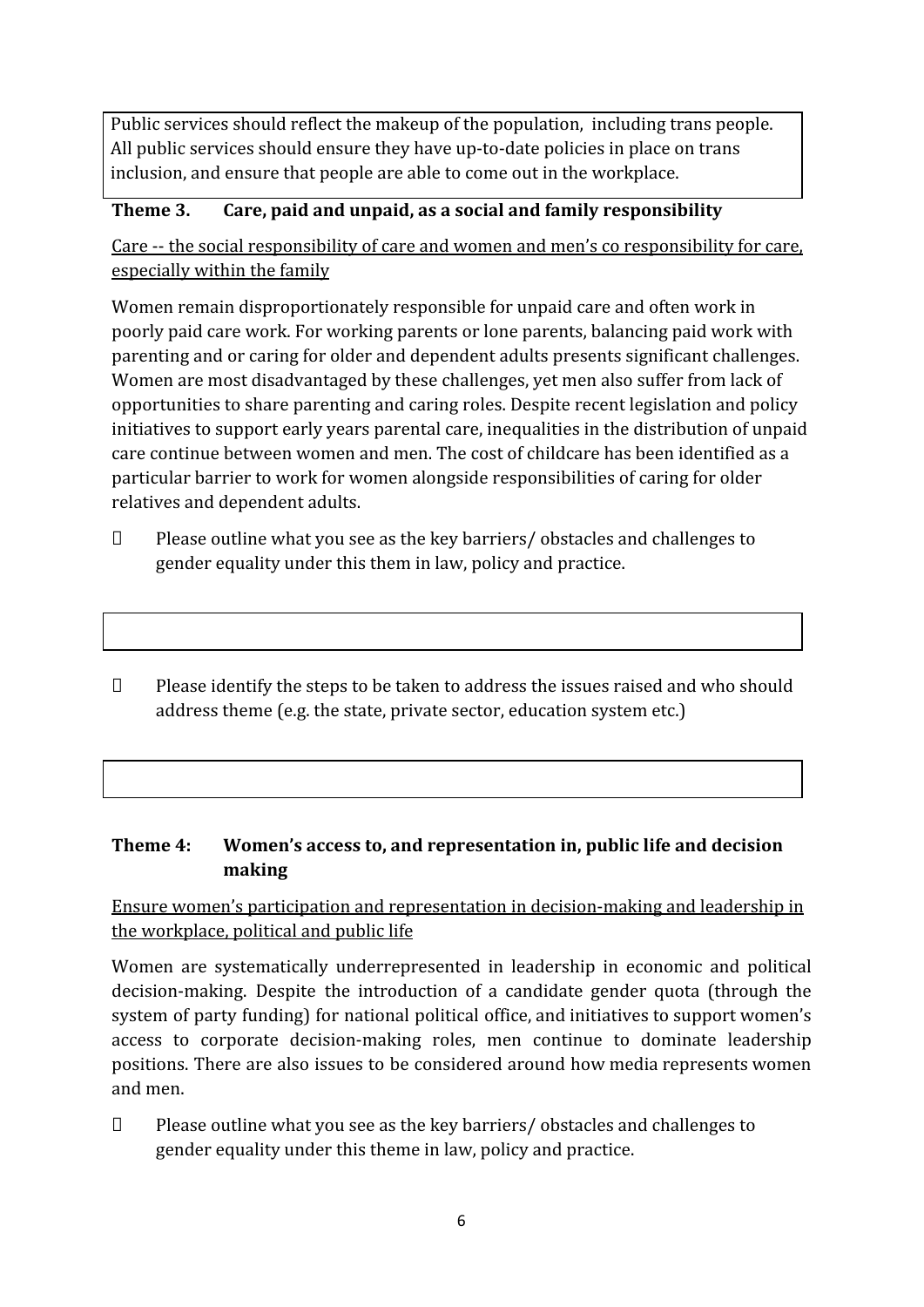Public services should reflect the makeup of the population, including trans people. All public services should ensure they have up-to-date policies in place on trans inclusion, and ensure that people are able to come out in the workplace.

**Theme 3. Care, paid and unpaid, as a social and family responsibility**

Care -- the social responsibility of care and women and men's co responsibility for care, especially within the family

Women remain disproportionately responsible for unpaid care and often work in poorly paid care work. For working parents or lone parents, balancing paid work with parenting and or caring for older and dependent adults presents significant challenges. Women are most disadvantaged by these challenges, yet men also suffer from lack of opportunities to share parenting and caring roles. Despite recent legislation and policy initiatives to support early years parental care, inequalities in the distribution of unpaid care continue between women and men. The cost of childcare has been identified as a particular barrier to work for women alongside responsibilities of caring for older relatives and dependent adults.

- Please outline what you see as the key barriers/ obstacles and challenges to gender equality under this them in law, policy and practice.

- Please identify the steps to be taken to address the issues raised and who should address theme (e.g. the state, private sector, education system etc.)

**Theme 4: Women's access to, and representation in, public life and decision making**

Ensure women's participation and representation in decision-making and leadership in the workplace, political and public life

Women are systematically underrepresented in leadership in economic and political decision-making. Despite the introduction of a candidate gender quota (through the system of party funding) for national political office, and initiatives to support women's access to corporate decision-making roles, men continue to dominate leadership positions. There are also issues to be considered around how media represents women and men.

- Please outline what you see as the key barriers/ obstacles and challenges to gender equality under this theme in law, policy and practice.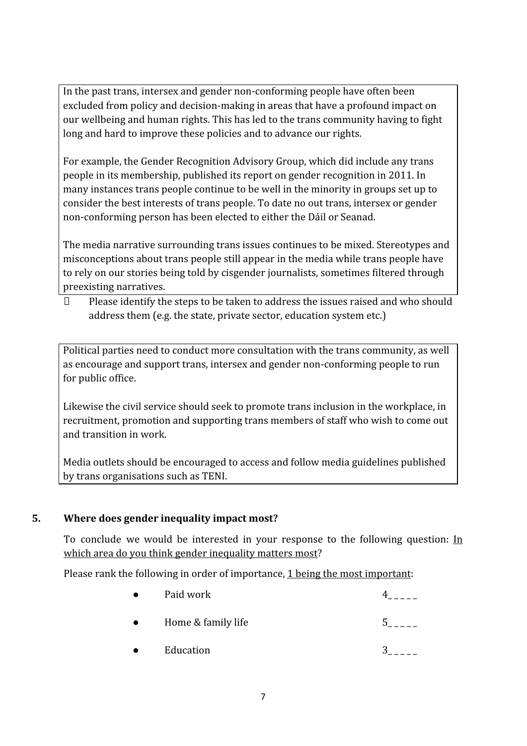In the past trans, intersex and gender non-conforming people have often been excluded from policy and decision-making in areas that have a profound impact on our wellbeing and human rights. This has led to the trans community having to fight long and hard to improve these policies and to advance our rights.

For example, the Gender Recognition Advisory Group, which did include any trans people in its membership, published its report on gender recognition in 2011. In many instances trans people continue to be well in the minority in groups set up to consider the best interests of trans people. To date no out trans, intersex or gender non-conforming person has been elected to either the Dáil or Seanad.

The media narrative surrounding trans issues continues to be mixed. Stereotypes and misconceptions about trans people still appear in the media while trans people have to rely on our stories being told by cisgender journalists, sometimes filtered through preexisting narratives.

- Please identify the steps to be taken to address the issues raised and who should address them (e.g. the state, private sector, education system etc.)

Political parties need to conduct more consultation with the trans community, as well as encourage and support trans, intersex and gender non-conforming people to run for public office.

Likewise the civil service should seek to promote trans inclusion in the workplace, in recruitment, promotion and supporting trans members of staff who wish to come out and transition in work.

Media outlets should be encouraged to access and follow media guidelines published by trans organisations such as TENI.

## 5. Where does gender inequality impact most?

To conclude we would be interested in your response to the following question: <u>In which area do you think gender inequality matters most</u>?

Please rank the following in order of importance, <u>1 being the most important</u>:

- Paid work 4_ _ _ _ _
- Home & family life 5_ _ _ _ _
- Education 3_ _ _ _ _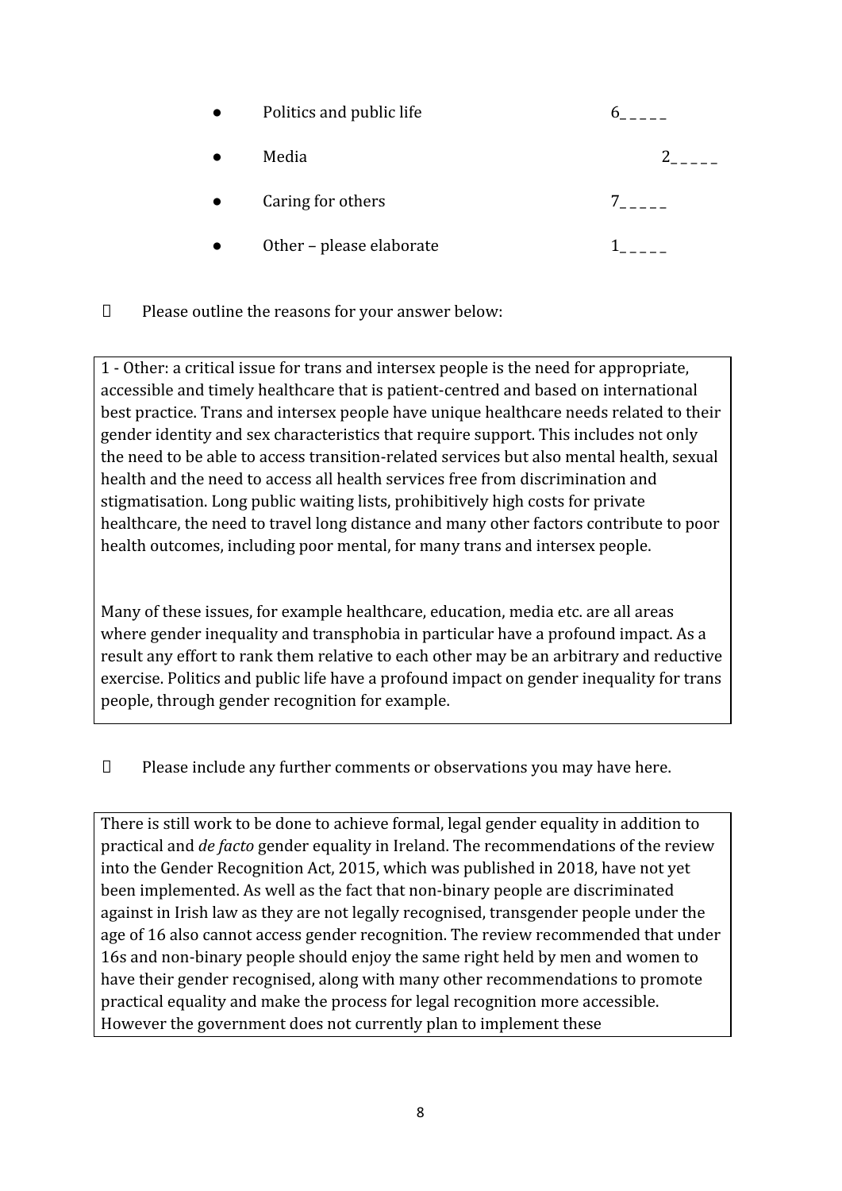- Politics and public life 6_ _ _ _ _
- Media 2_ _ _ _ _
- Caring for others 7_ _ _ _ _
- Other – please elaborate 1_ _ _ _ _

Please outline the reasons for your answer below:

1 - Other: a critical issue for trans and intersex people is the need for appropriate, accessible and timely healthcare that is patient-centred and based on international best practice. Trans and intersex people have unique healthcare needs related to their gender identity and sex characteristics that require support. This includes not only the need to be able to access transition-related services but also mental health, sexual health and the need to access all health services free from discrimination and stigmatisation. Long public waiting lists, prohibitively high costs for private healthcare, the need to travel long distance and many other factors contribute to poor health outcomes, including poor mental, for many trans and intersex people.

Many of these issues, for example healthcare, education, media etc. are all areas where gender inequality and transphobia in particular have a profound impact. As a result any effort to rank them relative to each other may be an arbitrary and reductive exercise. Politics and public life have a profound impact on gender inequality for trans people, through gender recognition for example.

Please include any further comments or observations you may have here.

There is still work to be done to achieve formal, legal gender equality in addition to practical and *de facto* gender equality in Ireland. The recommendations of the review into the Gender Recognition Act, 2015, which was published in 2018, have not yet been implemented. As well as the fact that non-binary people are discriminated against in Irish law as they are not legally recognised, transgender people under the age of 16 also cannot access gender recognition. The review recommended that under 16s and non-binary people should enjoy the same right held by men and women to have their gender recognised, along with many other recommendations to promote practical equality and make the process for legal recognition more accessible. However the government does not currently plan to implement these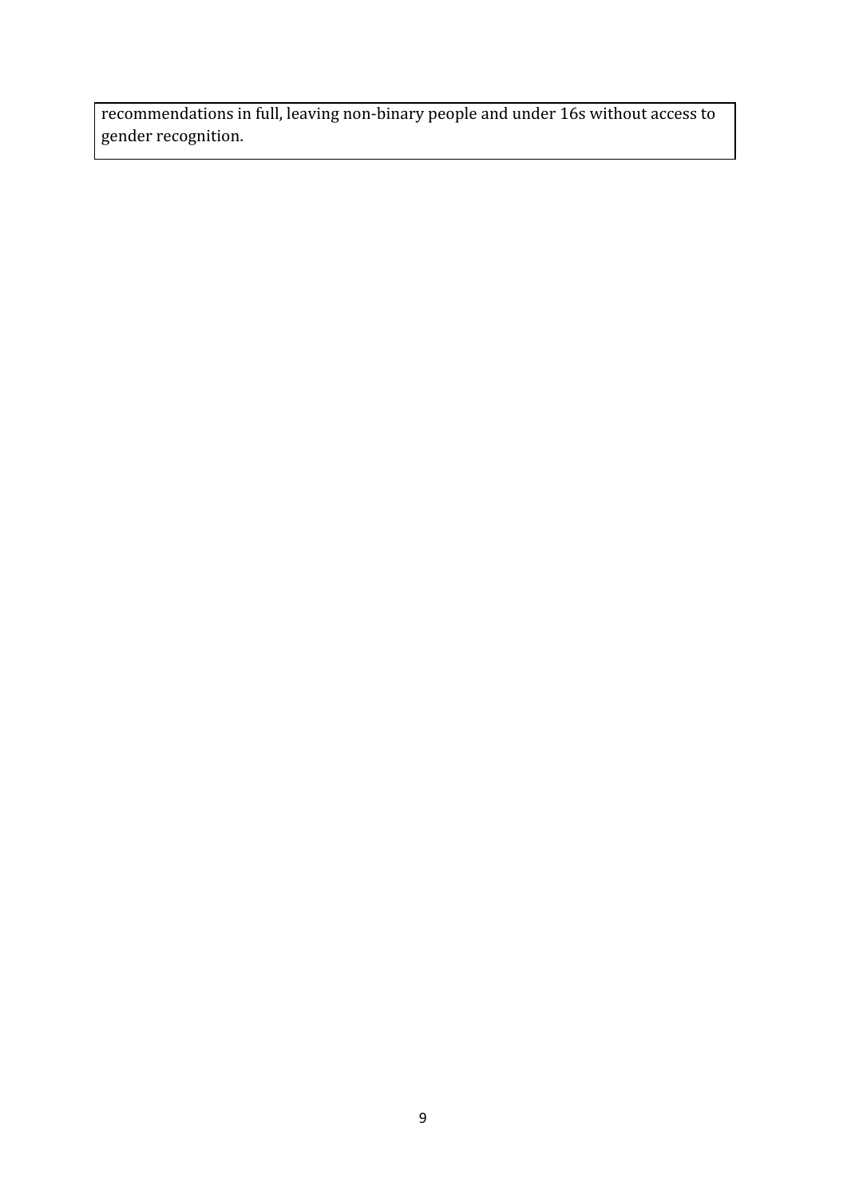recommendations in full, leaving non-binary people and under 16s without access to gender recognition.